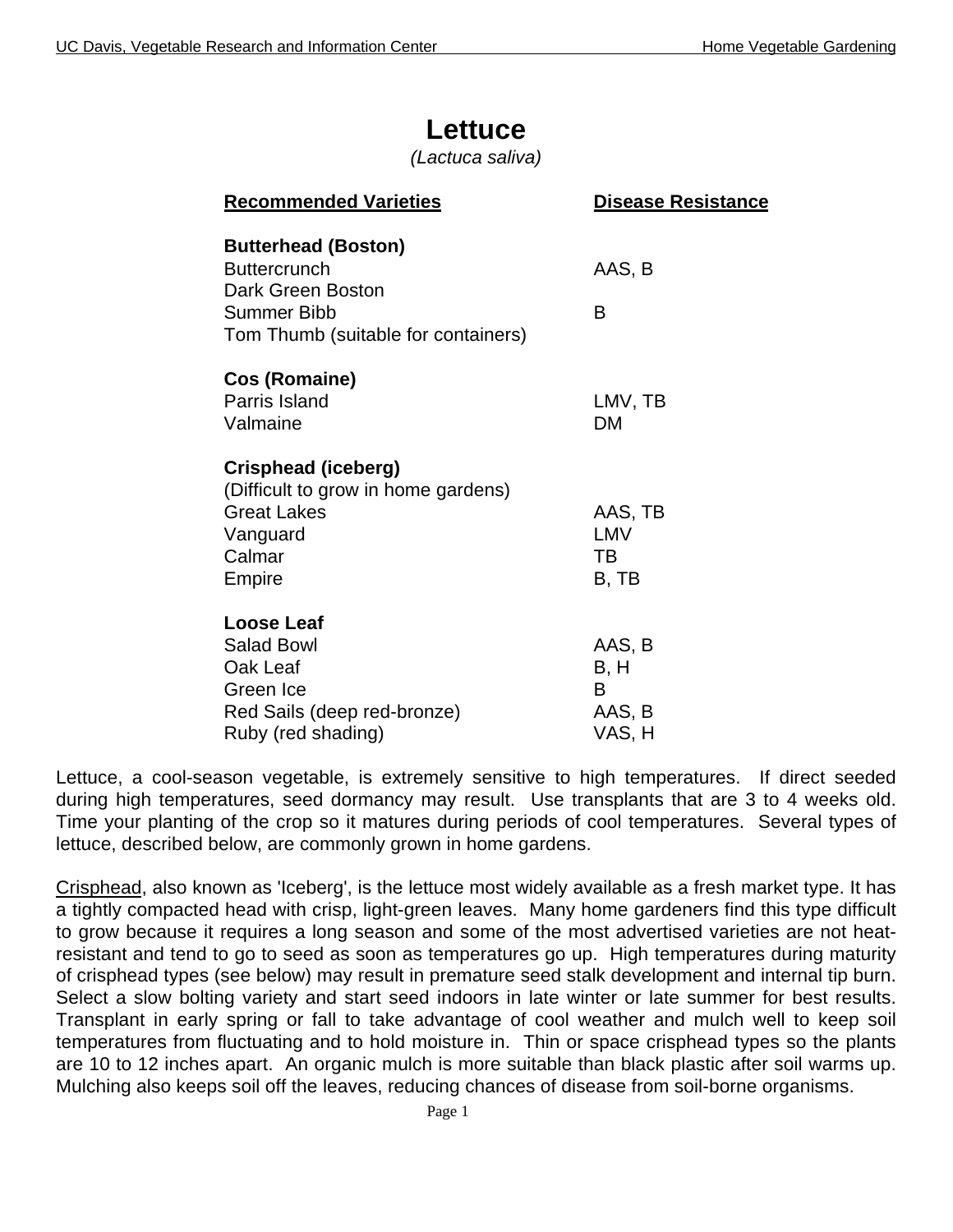# Lettuce

*(Lactuca saliva)*

| Recommended Varieties | Disease Resistance |
|---|---|
| **Butterhead (Boston)** | |
| Buttercrunch | AAS, B |
| Dark Green Boston | |
| Summer Bibb | B |
| Tom Thumb (suitable for containers) | |
| **Cos (Romaine)** | |
| Parris Island | LMV, TB |
| Valmaine | DM |
| **Crisphead (iceberg)** | |
| (Difficult to grow in home gardens) | |
| Great Lakes | AAS, TB |
| Vanguard | LMV |
| Calmar | TB |
| Empire | B, TB |
| **Loose Leaf** | |
| Salad Bowl | AAS, B |
| Oak Leaf | B, H |
| Green Ice | B |
| Red Sails (deep red-bronze) | AAS, B |
| Ruby (red shading) | VAS, H |

Lettuce, a cool-season vegetable, is extremely sensitive to high temperatures. If direct seeded during high temperatures, seed dormancy may result. Use transplants that are 3 to 4 weeks old. Time your planting of the crop so it matures during periods of cool temperatures. Several types of lettuce, described below, are commonly grown in home gardens.

Crisphead, also known as 'Iceberg', is the lettuce most widely available as a fresh market type. It has a tightly compacted head with crisp, light-green leaves. Many home gardeners find this type difficult to grow because it requires a long season and some of the most advertised varieties are not heat-resistant and tend to go to seed as soon as temperatures go up. High temperatures during maturity of crisphead types (see below) may result in premature seed stalk development and internal tip burn. Select a slow bolting variety and start seed indoors in late winter or late summer for best results. Transplant in early spring or fall to take advantage of cool weather and mulch well to keep soil temperatures from fluctuating and to hold moisture in. Thin or space crisphead types so the plants are 10 to 12 inches apart. An organic mulch is more suitable than black plastic after soil warms up. Mulching also keeps soil off the leaves, reducing chances of disease from soil-borne organisms.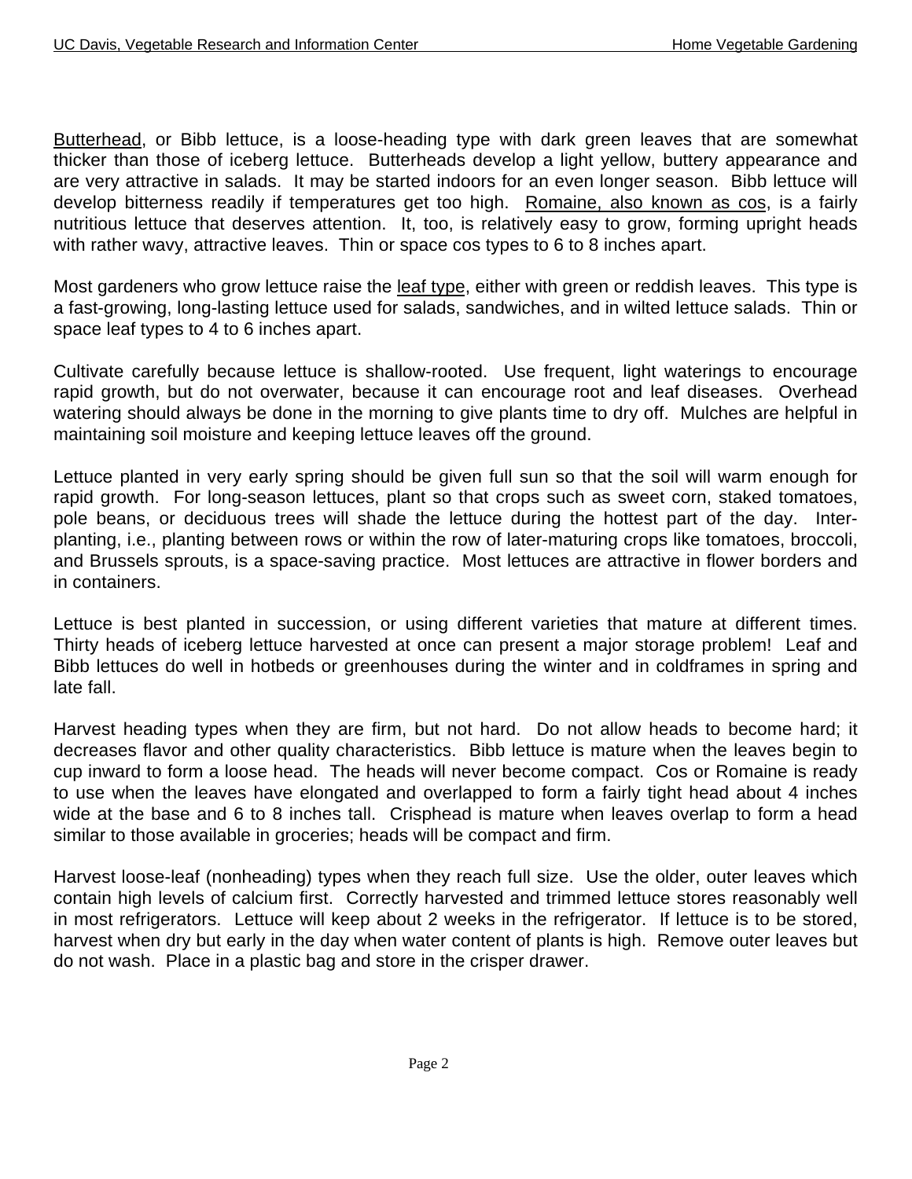Butterhead, or Bibb lettuce, is a loose-heading type with dark green leaves that are somewhat thicker than those of iceberg lettuce. Butterheads develop a light yellow, buttery appearance and are very attractive in salads. It may be started indoors for an even longer season. Bibb lettuce will develop bitterness readily if temperatures get too high. Romaine, also known as cos, is a fairly nutritious lettuce that deserves attention. It, too, is relatively easy to grow, forming upright heads with rather wavy, attractive leaves. Thin or space cos types to 6 to 8 inches apart.

Most gardeners who grow lettuce raise the leaf type, either with green or reddish leaves. This type is a fast-growing, long-lasting lettuce used for salads, sandwiches, and in wilted lettuce salads. Thin or space leaf types to 4 to 6 inches apart.

Cultivate carefully because lettuce is shallow-rooted. Use frequent, light waterings to encourage rapid growth, but do not overwater, because it can encourage root and leaf diseases. Overhead watering should always be done in the morning to give plants time to dry off. Mulches are helpful in maintaining soil moisture and keeping lettuce leaves off the ground.

Lettuce planted in very early spring should be given full sun so that the soil will warm enough for rapid growth. For long-season lettuces, plant so that crops such as sweet corn, staked tomatoes, pole beans, or deciduous trees will shade the lettuce during the hottest part of the day. Inter-planting, i.e., planting between rows or within the row of later-maturing crops like tomatoes, broccoli, and Brussels sprouts, is a space-saving practice. Most lettuces are attractive in flower borders and in containers.

Lettuce is best planted in succession, or using different varieties that mature at different times. Thirty heads of iceberg lettuce harvested at once can present a major storage problem! Leaf and Bibb lettuces do well in hotbeds or greenhouses during the winter and in coldframes in spring and late fall.

Harvest heading types when they are firm, but not hard. Do not allow heads to become hard; it decreases flavor and other quality characteristics. Bibb lettuce is mature when the leaves begin to cup inward to form a loose head. The heads will never become compact. Cos or Romaine is ready to use when the leaves have elongated and overlapped to form a fairly tight head about 4 inches wide at the base and 6 to 8 inches tall. Crisphead is mature when leaves overlap to form a head similar to those available in groceries; heads will be compact and firm.

Harvest loose-leaf (nonheading) types when they reach full size. Use the older, outer leaves which contain high levels of calcium first. Correctly harvested and trimmed lettuce stores reasonably well in most refrigerators. Lettuce will keep about 2 weeks in the refrigerator. If lettuce is to be stored, harvest when dry but early in the day when water content of plants is high. Remove outer leaves but do not wash. Place in a plastic bag and store in the crisper drawer.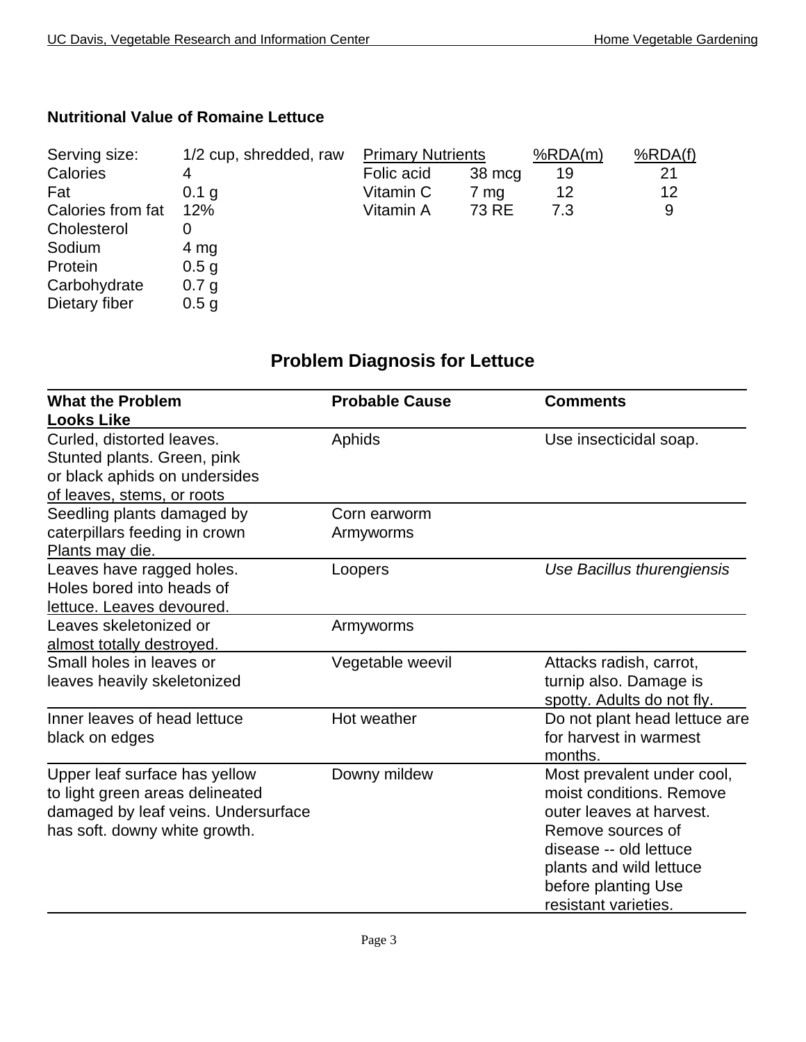## Nutritional Value of Romaine Lettuce

| | |
|---|---|
| Serving size: | 1/2 cup, shredded, raw |
| Calories | 4 |
| Fat | 0.1 g |
| Calories from fat | 12% |
| Cholesterol | 0 |
| Sodium | 4 mg |
| Protein | 0.5 g |
| Carbohydrate | 0.7 g |
| Dietary fiber | 0.5 g |

| Primary Nutrients | | %RDA(m) | %RDA(f) |
|---|---|---|---|
| Folic acid | 38 mcg | 19 | 21 |
| Vitamin C | 7 mg | 12 | 12 |
| Vitamin A | 73 RE | 7.3 | 9 |

## Problem Diagnosis for Lettuce

| What the Problem Looks Like | Probable Cause | Comments |
|---|---|---|
| Curled, distorted leaves. Stunted plants. Green, pink or black aphids on undersides of leaves, stems, or roots | Aphids | Use insecticidal soap. |
| Seedling plants damaged by caterpillars feeding in crown Plants may die. | Corn earworm Armyworms | |
| Leaves have ragged holes. Holes bored into heads of lettuce. Leaves devoured. | Loopers | *Use Bacillus thurengiensis* |
| Leaves skeletonized or almost totally destroyed. | Armyworms | |
| Small holes in leaves or leaves heavily skeletonized | Vegetable weevil | Attacks radish, carrot, turnip also. Damage is spotty. Adults do not fly. |
| Inner leaves of head lettuce black on edges | Hot weather | Do not plant head lettuce are for harvest in warmest months. |
| Upper leaf surface has yellow to light green areas delineated damaged by leaf veins. Undersurface has soft. downy white growth. | Downy mildew | Most prevalent under cool, moist conditions. Remove outer leaves at harvest. Remove sources of disease -- old lettuce plants and wild lettuce before planting Use resistant varieties. |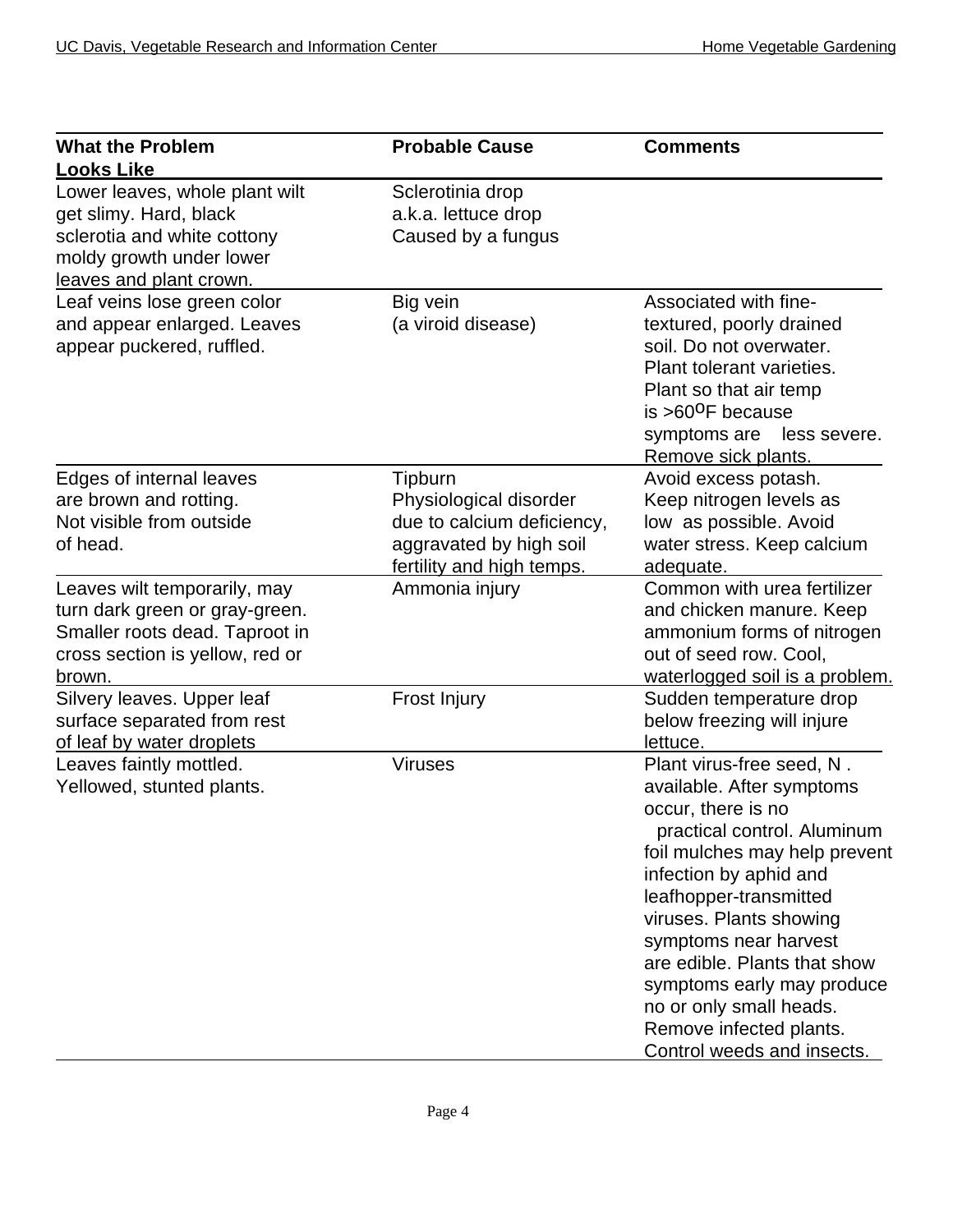| What the Problem Looks Like | Probable Cause | Comments |
|---|---|---|
| Lower leaves, whole plant wilt get slimy. Hard, black sclerotia and white cottony moldy growth under lower leaves and plant crown. | Sclerotinia drop a.k.a. lettuce drop Caused by a fungus | |
| Leaf veins lose green color and appear enlarged. Leaves appear puckered, ruffled. | Big vein (a viroid disease) | Associated with fine-textured, poorly drained soil. Do not overwater. Plant tolerant varieties. Plant so that air temp is >60$^{o}$F because symptoms are less severe. Remove sick plants. |
| Edges of internal leaves are brown and rotting. Not visible from outside of head. | Tipburn Physiological disorder due to calcium deficiency, aggravated by high soil fertility and high temps. | Avoid excess potash. Keep nitrogen levels as low as possible. Avoid water stress. Keep calcium adequate. |
| Leaves wilt temporarily, may turn dark green or gray-green. Smaller roots dead. Taproot in cross section is yellow, red or brown. | Ammonia injury | Common with urea fertilizer and chicken manure. Keep ammonium forms of nitrogen out of seed row. Cool, waterlogged soil is a problem. |
| Silvery leaves. Upper leaf surface separated from rest of leaf by water droplets | Frost Injury | Sudden temperature drop below freezing will injure lettuce. |
| Leaves faintly mottled. Yellowed, stunted plants. | Viruses | Plant virus-free seed, N . available. After symptoms occur, there is no practical control. Aluminum foil mulches may help prevent infection by aphid and leafhopper-transmitted viruses. Plants showing symptoms near harvest are edible. Plants that show symptoms early may produce no or only small heads. Remove infected plants. Control weeds and insects. |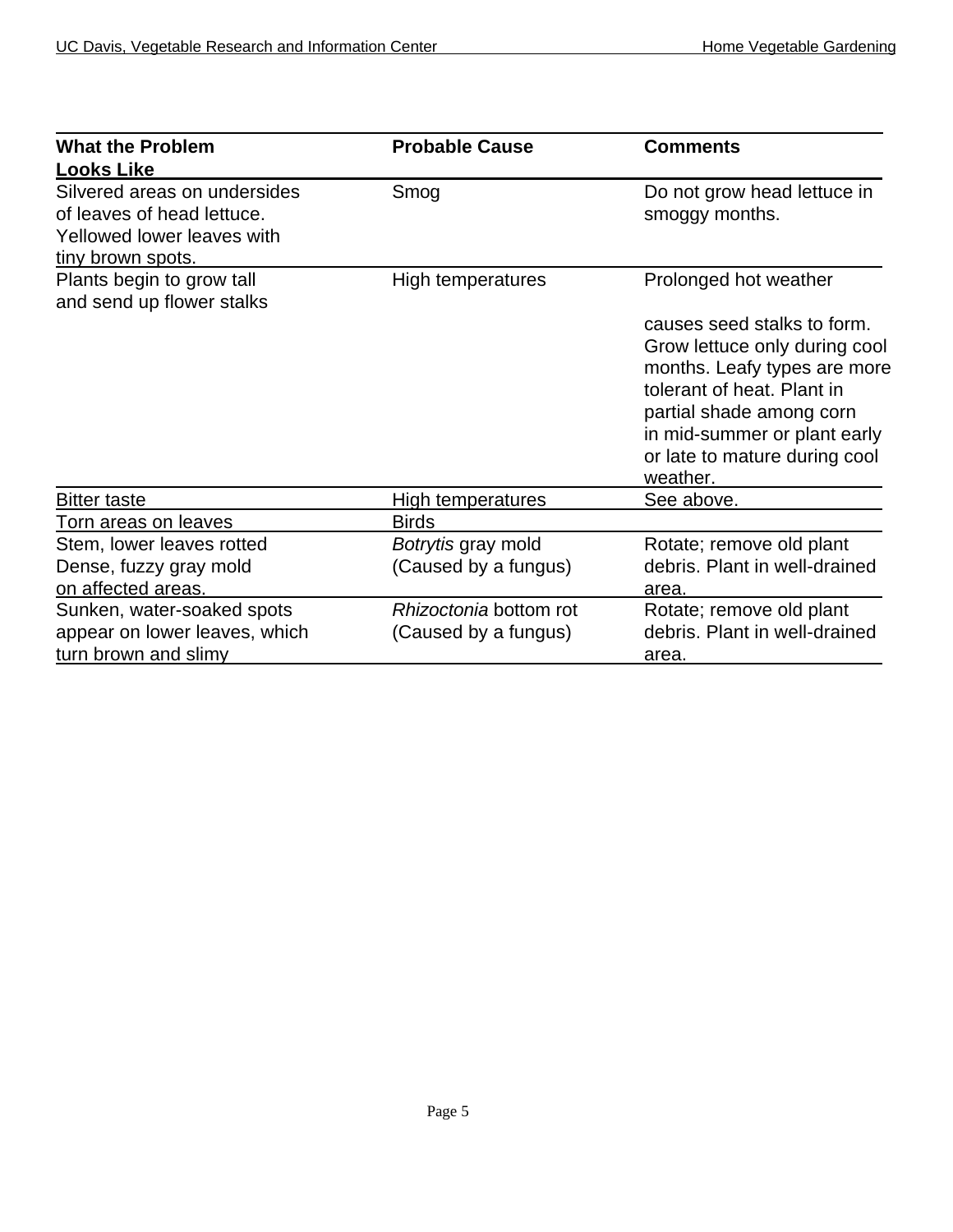| What the Problem Looks Like | Probable Cause | Comments |
|---|---|---|
| Silvered areas on undersides of leaves of head lettuce. Yellowed lower leaves with tiny brown spots. | Smog | Do not grow head lettuce in smoggy months. |
| Plants begin to grow tall and send up flower stalks | High temperatures | Prolonged hot weather causes seed stalks to form. Grow lettuce only during cool months. Leafy types are more tolerant of heat. Plant in partial shade among corn in mid-summer or plant early or late to mature during cool weather. |
| Bitter taste | High temperatures | See above. |
| Torn areas on leaves | Birds | |
| Stem, lower leaves rotted Dense, fuzzy gray mold on affected areas. | *Botrytis* gray mold (Caused by a fungus) | Rotate; remove old plant debris. Plant in well-drained area. |
| Sunken, water-soaked spots appear on lower leaves, which turn brown and slimy | *Rhizoctonia* bottom rot (Caused by a fungus) | Rotate; remove old plant debris. Plant in well-drained area. |